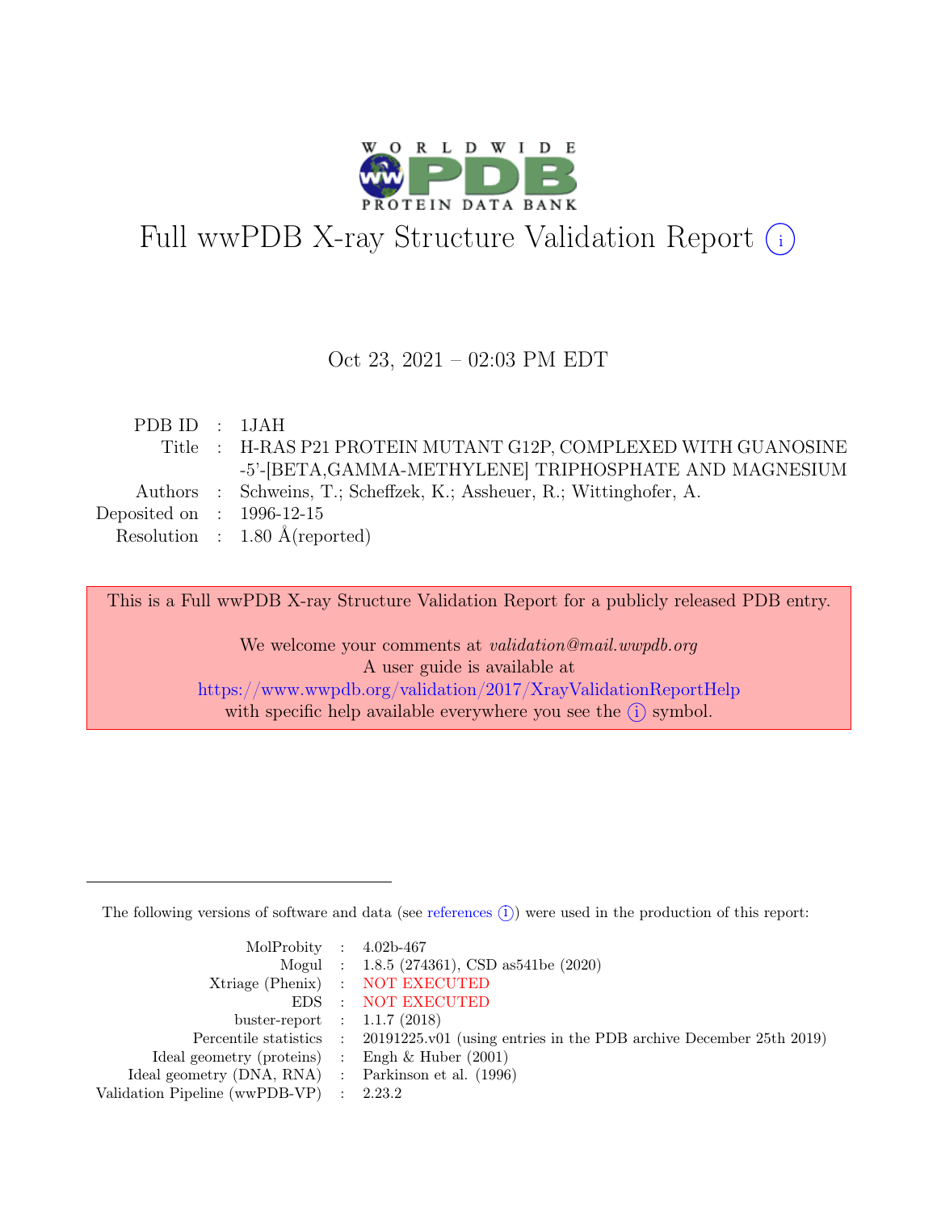# Full wwPDB X-ray Structure Validation Report (i)

Oct 23, 2021 – 02:03 PM EDT

| | | |
|---|---|---|
| PDB ID | : | 1JAH |
| Title | : | H-RAS P21 PROTEIN MUTANT G12P, COMPLEXED WITH GUANOSINE -5'-[BETA,GAMMA-METHYLENE] TRIPHOSPHATE AND MAGNESIUM |
| Authors | : | Schweins, T.; Scheffzek, K.; Assheuer, R.; Wittinghofer, A. |
| Deposited on | : | 1996-12-15 |
| Resolution | : | 1.80 Å(reported) |

This is a Full wwPDB X-ray Structure Validation Report for a publicly released PDB entry.

We welcome your comments at *validation@mail.wwpdb.org*
A user guide is available at
https://www.wwpdb.org/validation/2017/XrayValidationReportHelp
with specific help available everywhere you see the (i) symbol.

---

The following versions of software and data (see references (i)) were used in the production of this report:

| | | |
|---|---|---|
| MolProbity | : | 4.02b-467 |
| Mogul | : | 1.8.5 (274361), CSD as541be (2020) |
| Xtriage (Phenix) | : | NOT EXECUTED |
| EDS | : | NOT EXECUTED |
| buster-report | : | 1.1.7 (2018) |
| Percentile statistics | : | 20191225.v01 (using entries in the PDB archive December 25th 2019) |
| Ideal geometry (proteins) | : | Engh & Huber (2001) |
| Ideal geometry (DNA, RNA) | : | Parkinson et al. (1996) |
| Validation Pipeline (wwPDB-VP) | : | 2.23.2 |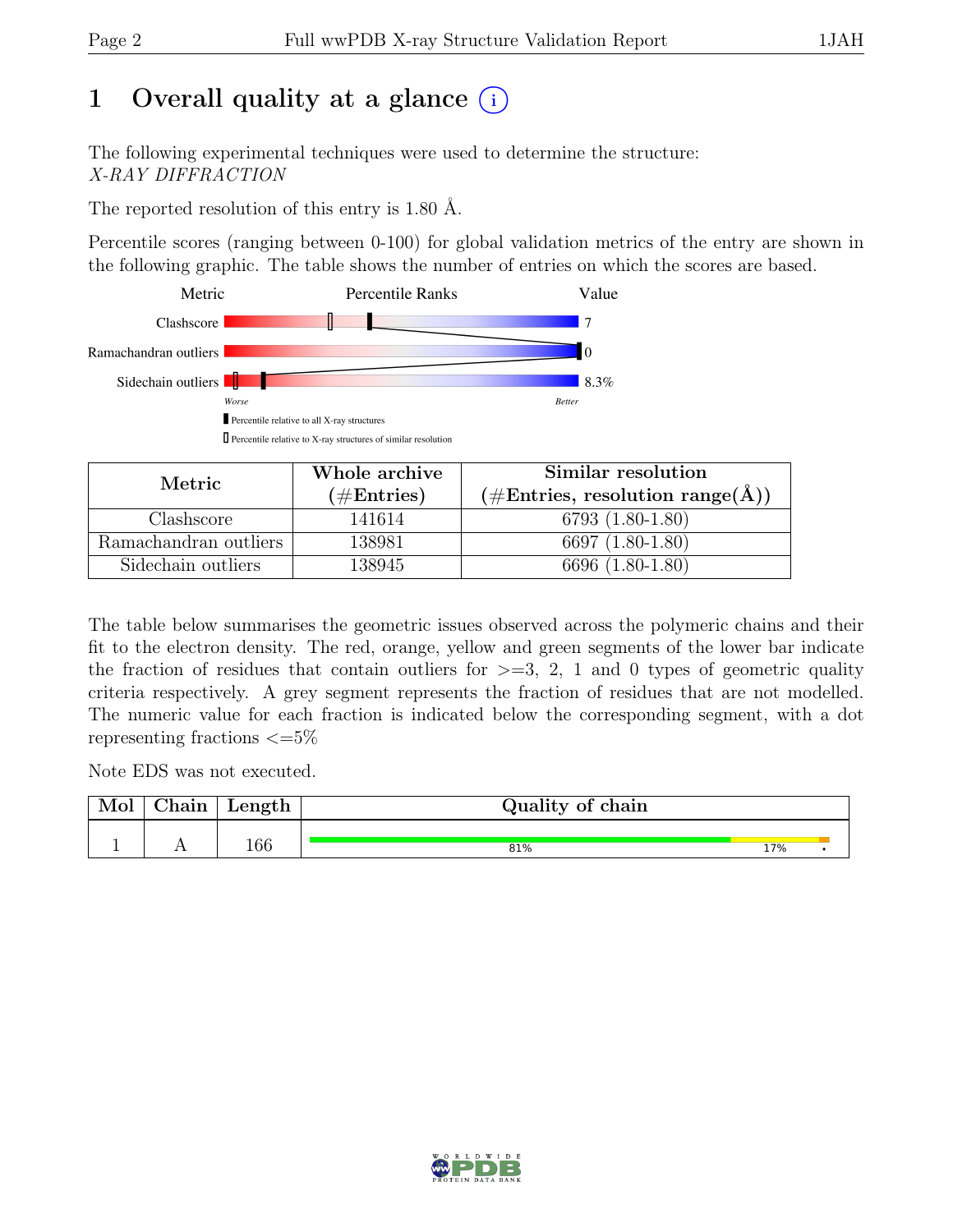# 1 Overall quality at a glance

The following experimental techniques were used to determine the structure:
*X-RAY DIFFRACTION*

The reported resolution of this entry is 1.80 Å.

Percentile scores (ranging between 0-100) for global validation metrics of the entry are shown in the following graphic. The table shows the number of entries on which the scores are based.

| Metric | Value |
|---|---|
| Clashscore | 7 |
| Ramachandran outliers | 0 |
| Sidechain outliers | 8.3% |

Worse — Better

Percentile relative to all X-ray structures

Percentile relative to X-ray structures of similar resolution

| Metric | Whole archive (#Entries) | Similar resolution (#Entries, resolution range(Å)) |
|---|---|---|
| Clashscore | 141614 | 6793 (1.80-1.80) |
| Ramachandran outliers | 138981 | 6697 (1.80-1.80) |
| Sidechain outliers | 138945 | 6696 (1.80-1.80) |

The table below summarises the geometric issues observed across the polymeric chains and their fit to the electron density. The red, orange, yellow and green segments of the lower bar indicate the fraction of residues that contain outliers for >=3, 2, 1 and 0 types of geometric quality criteria respectively. A grey segment represents the fraction of residues that are not modelled. The numeric value for each fraction is indicated below the corresponding segment, with a dot representing fractions <=5%

Note EDS was not executed.

| Mol | Chain | Length | Quality of chain |
|---|---|---|---|
| 1 | A | 166 | 81% 17% • |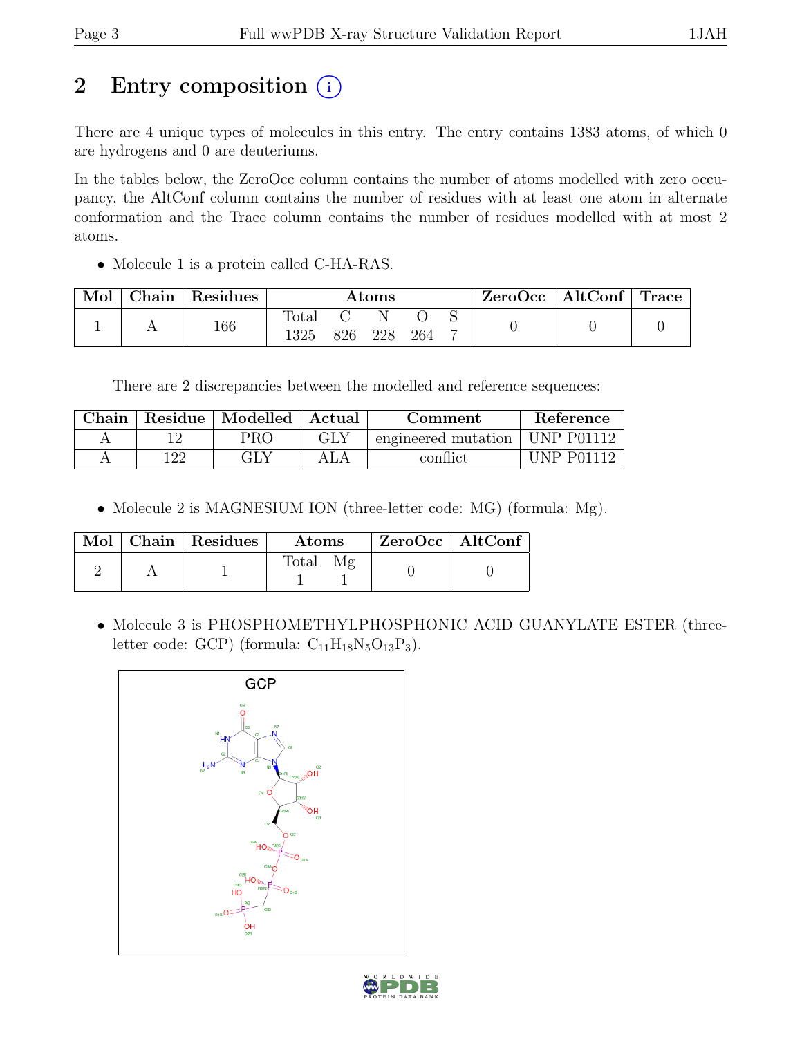## 2 Entry composition (i)

There are 4 unique types of molecules in this entry. The entry contains 1383 atoms, of which 0 are hydrogens and 0 are deuteriums.

In the tables below, the ZeroOcc column contains the number of atoms modelled with zero occupancy, the AltConf column contains the number of residues with at least one atom in alternate conformation and the Trace column contains the number of residues modelled with at most 2 atoms.

- Molecule 1 is a protein called C-HA-RAS.

| Mol | Chain | Residues | Atoms | ZeroOcc | AltConf | Trace |
|---|---|---|---|---|---|---|
| 1 | A | 166 | Total C N O S<br>1325 826 228 264 7 | 0 | 0 | 0 |

There are 2 discrepancies between the modelled and reference sequences:

| Chain | Residue | Modelled | Actual | Comment | Reference |
|---|---|---|---|---|---|
| A | 12 | PRO | GLY | engineered mutation | UNP P01112 |
| A | 122 | GLY | ALA | conflict | UNP P01112 |

- Molecule 2 is MAGNESIUM ION (three-letter code: MG) (formula: Mg).

| Mol | Chain | Residues | Atoms | ZeroOcc | AltConf |
|---|---|---|---|---|---|
| 2 | A | 1 | Total Mg<br>1 1 | 0 | 0 |

- Molecule 3 is PHOSPHOMETHYLPHOSPHONIC ACID GUANYLATE ESTER (three-letter code: GCP) (formula: $C_{11}H_{18}N_5O_{13}P_3$).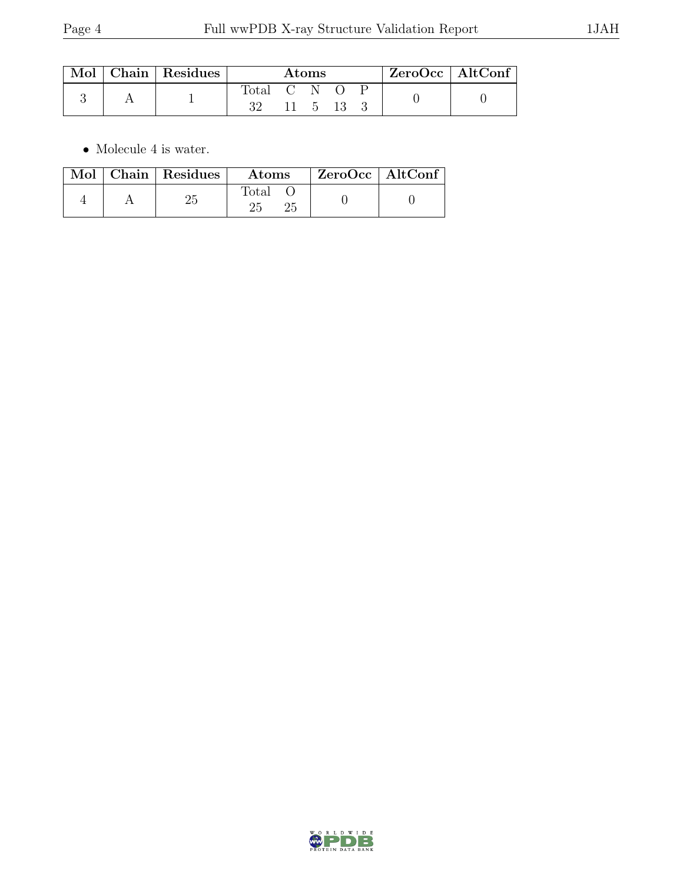| Mol | Chain | Residues | Atoms | | | | | ZeroOcc | AltConf |
|---|---|---|---|---|---|---|---|---|---|
| | | | Total | C | N | O | P | | |
| 3 | A | 1 | 32 | 11 | 5 | 13 | 3 | 0 | 0 |

- Molecule 4 is water.

| Mol | Chain | Residues | Atoms | | ZeroOcc | AltConf |
|---|---|---|---|---|---|---|
| | | | Total | O | | |
| 4 | A | 25 | 25 | 25 | 0 | 0 |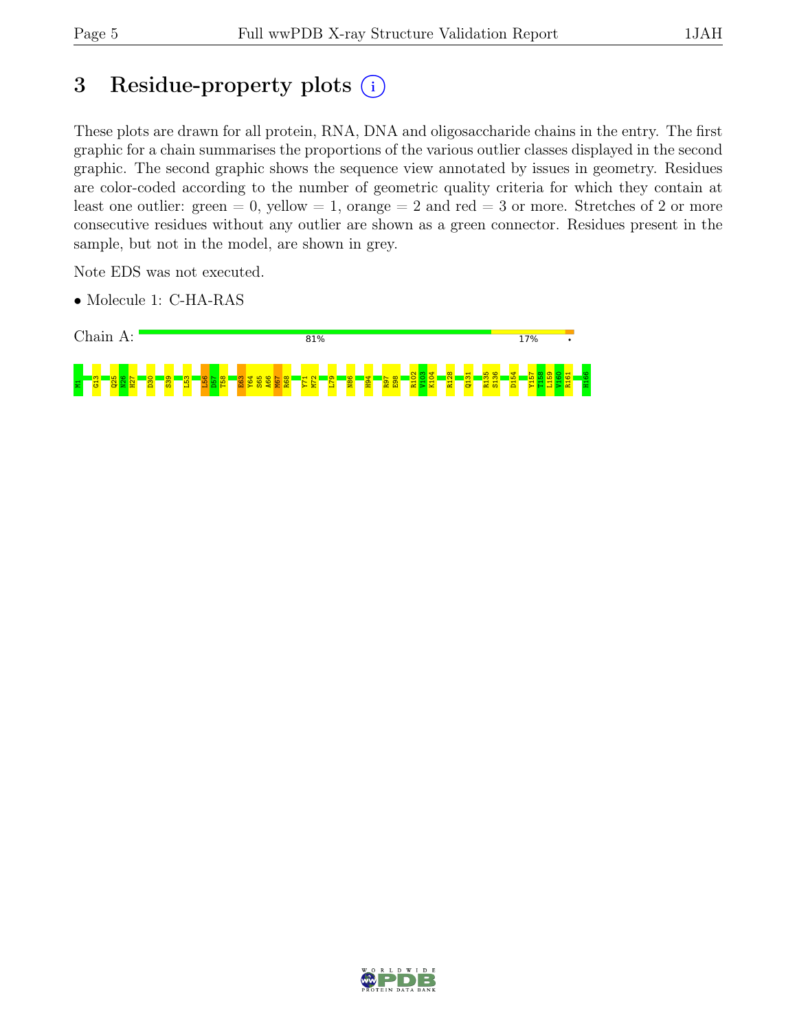# 3 Residue-property plots

These plots are drawn for all protein, RNA, DNA and oligosaccharide chains in the entry. The first graphic for a chain summarises the proportions of the various outlier classes displayed in the second graphic. The second graphic shows the sequence view annotated by issues in geometry. Residues are color-coded according to the number of geometric quality criteria for which they contain at least one outlier: green = 0, yellow = 1, orange = 2 and red = 3 or more. Stretches of 2 or more consecutive residues without any outlier are shown as a green connector. Residues present in the sample, but not in the model, are shown in grey.

Note EDS was not executed.

- Molecule 1: C-HA-RAS

Chain A: 81% 17% •

M1 G13 Q25 N26 H27 D30 S39 L53 L56 D57 T58 E63 Y64 S65 A66 M67 R68 Y71 M72 L79 N86 H94 R97 E98 R102 V103 K104 R128 Q131 R135 S136 D154 Y157 T158 L159 V160 R161 H166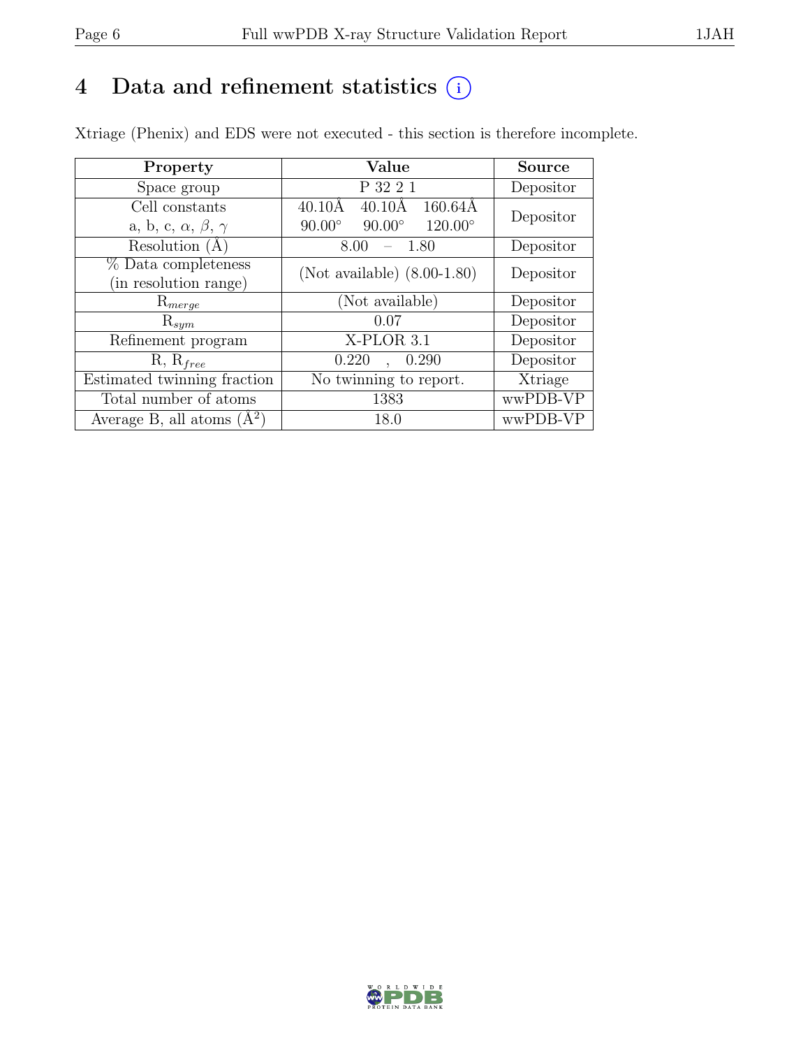# 4 Data and refinement statistics (i)

Xtriage (Phenix) and EDS were not executed - this section is therefore incomplete.

| Property | Value | Source |
|---|---|---|
| Space group | P 32 2 1 | Depositor |
| Cell constants<br>a, b, c, $\alpha$, $\beta$, $\gamma$ | 40.10Å 40.10Å 160.64Å<br>90.00° 90.00° 120.00° | Depositor |
| Resolution (Å) | 8.00 – 1.80 | Depositor |
| % Data completeness<br>(in resolution range) | (Not available) (8.00-1.80) | Depositor |
| $R_{merge}$ | (Not available) | Depositor |
| $R_{sym}$ | 0.07 | Depositor |
| Refinement program | X-PLOR 3.1 | Depositor |
| R, $R_{free}$ | 0.220 , 0.290 | Depositor |
| Estimated twinning fraction | No twinning to report. | Xtriage |
| Total number of atoms | 1383 | wwPDB-VP |
| Average B, all atoms ($Å^2$) | 18.0 | wwPDB-VP |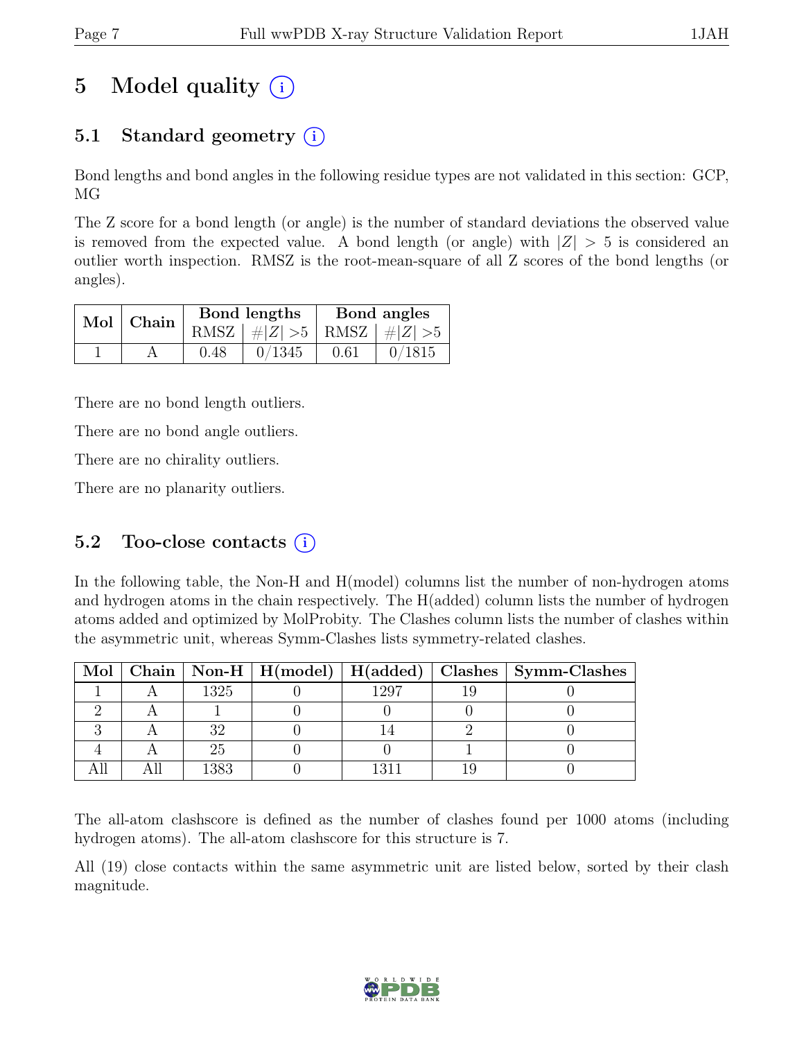# 5 Model quality (i)

## 5.1 Standard geometry (i)

Bond lengths and bond angles in the following residue types are not validated in this section: GCP, MG

The Z score for a bond length (or angle) is the number of standard deviations the observed value is removed from the expected value. A bond length (or angle) with $|Z| > 5$ is considered an outlier worth inspection. RMSZ is the root-mean-square of all Z scores of the bond lengths (or angles).

| Mol | Chain | Bond lengths | | Bond angles | |
|---|---|---|---|---|---|
| | | RMSZ | $\#\|Z\| > 5$ | RMSZ | $\#\|Z\| > 5$ |
| 1 | A | 0.48 | 0/1345 | 0.61 | 0/1815 |

There are no bond length outliers.

There are no bond angle outliers.

There are no chirality outliers.

There are no planarity outliers.

## 5.2 Too-close contacts (i)

In the following table, the Non-H and H(model) columns list the number of non-hydrogen atoms and hydrogen atoms in the chain respectively. The H(added) column lists the number of hydrogen atoms added and optimized by MolProbity. The Clashes column lists the number of clashes within the asymmetric unit, whereas Symm-Clashes lists symmetry-related clashes.

| Mol | Chain | Non-H | H(model) | H(added) | Clashes | Symm-Clashes |
|---|---|---|---|---|---|---|
| 1 | A | 1325 | 0 | 1297 | 19 | 0 |
| 2 | A | 1 | 0 | 0 | 0 | 0 |
| 3 | A | 32 | 0 | 14 | 2 | 0 |
| 4 | A | 25 | 0 | 0 | 1 | 0 |
| All | All | 1383 | 0 | 1311 | 19 | 0 |

The all-atom clashscore is defined as the number of clashes found per 1000 atoms (including hydrogen atoms). The all-atom clashscore for this structure is 7.

All (19) close contacts within the same asymmetric unit are listed below, sorted by their clash magnitude.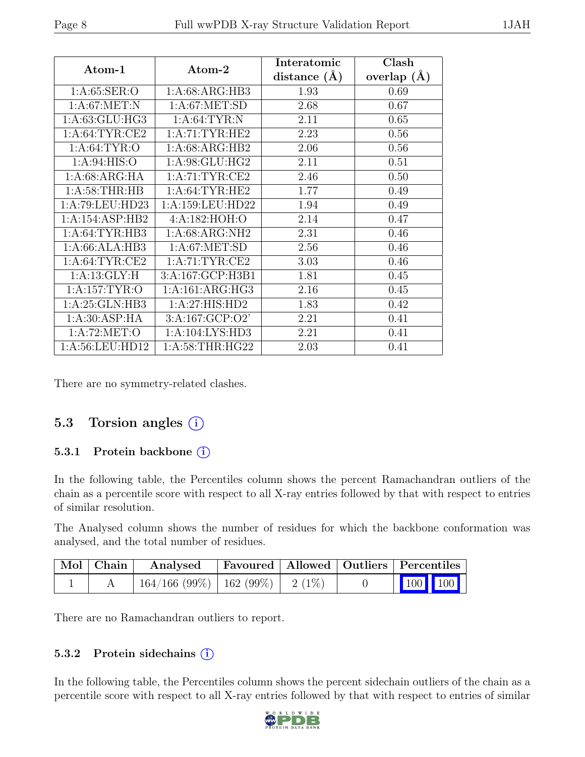| Atom-1 | Atom-2 | Interatomic distance (Å) | Clash overlap (Å) |
|---|---|---|---|
| 1:A:65:SER:O | 1:A:68:ARG:HB3 | 1.93 | 0.69 |
| 1:A:67:MET:N | 1:A:67:MET:SD | 2.68 | 0.67 |
| 1:A:63:GLU:HG3 | 1:A:64:TYR:N | 2.11 | 0.65 |
| 1:A:64:TYR:CE2 | 1:A:71:TYR:HE2 | 2.23 | 0.56 |
| 1:A:64:TYR:O | 1:A:68:ARG:HB2 | 2.06 | 0.56 |
| 1:A:94:HIS:O | 1:A:98:GLU:HG2 | 2.11 | 0.51 |
| 1:A:68:ARG:HA | 1:A:71:TYR:CE2 | 2.46 | 0.50 |
| 1:A:58:THR:HB | 1:A:64:TYR:HE2 | 1.77 | 0.49 |
| 1:A:79:LEU:HD23 | 1:A:159:LEU:HD22 | 1.94 | 0.49 |
| 1:A:154:ASP:HB2 | 4:A:182:HOH:O | 2.14 | 0.47 |
| 1:A:64:TYR:HB3 | 1:A:68:ARG:NH2 | 2.31 | 0.46 |
| 1:A:66:ALA:HB3 | 1:A:67:MET:SD | 2.56 | 0.46 |
| 1:A:64:TYR:CE2 | 1:A:71:TYR:CE2 | 3.03 | 0.46 |
| 1:A:13:GLY:H | 3:A:167:GCP:H3B1 | 1.81 | 0.45 |
| 1:A:157:TYR:O | 1:A:161:ARG:HG3 | 2.16 | 0.45 |
| 1:A:25:GLN:HB3 | 1:A:27:HIS:HD2 | 1.83 | 0.42 |
| 1:A:30:ASP:HA | 3:A:167:GCP:O2' | 2.21 | 0.41 |
| 1:A:72:MET:O | 1:A:104:LYS:HD3 | 2.21 | 0.41 |
| 1:A:56:LEU:HD12 | 1:A:58:THR:HG22 | 2.03 | 0.41 |

There are no symmetry-related clashes.

## 5.3 Torsion angles

### 5.3.1 Protein backbone

In the following table, the Percentiles column shows the percent Ramachandran outliers of the chain as a percentile score with respect to all X-ray entries followed by that with respect to entries of similar resolution.

The Analysed column shows the number of residues for which the backbone conformation was analysed, and the total number of residues.

| Mol | Chain | Analysed | Favoured | Allowed | Outliers | Percentiles | |
|---|---|---|---|---|---|---|---|
| 1 | A | 164/166 (99%) | 162 (99%) | 2 (1%) | 0 | 100 | 100 |

There are no Ramachandran outliers to report.

### 5.3.2 Protein sidechains

In the following table, the Percentiles column shows the percent sidechain outliers of the chain as a percentile score with respect to all X-ray entries followed by that with respect to entries of similar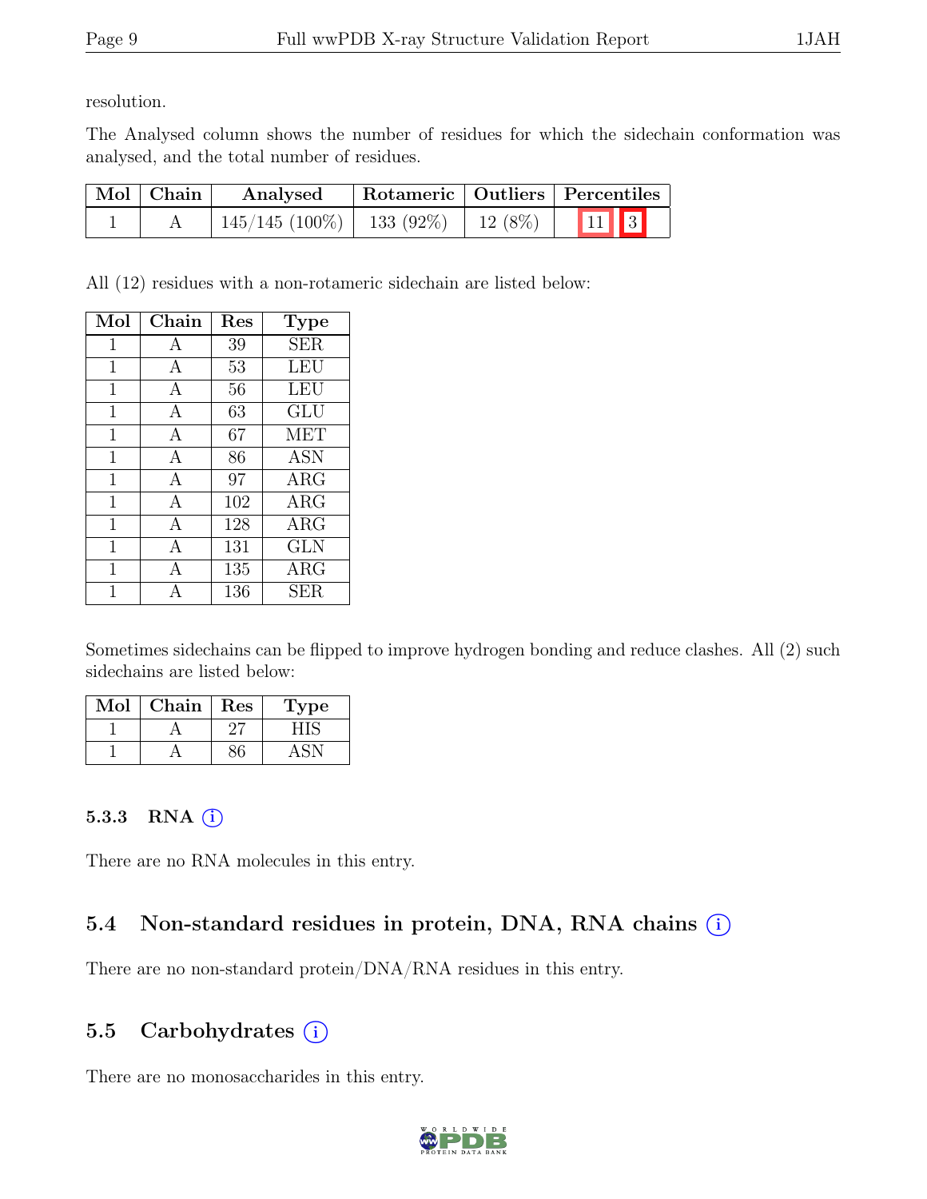resolution.

The Analysed column shows the number of residues for which the sidechain conformation was analysed, and the total number of residues.

| Mol | Chain | Analysed | Rotameric | Outliers | Percentiles |  |
|---|---|---|---|---|---|---|
| 1 | A | 145/145 (100%) | 133 (92%) | 12 (8%) | 11 | 3 |

All (12) residues with a non-rotameric sidechain are listed below:

| Mol | Chain | Res | Type |
|---|---|---|---|
| 1 | A | 39 | SER |
| 1 | A | 53 | LEU |
| 1 | A | 56 | LEU |
| 1 | A | 63 | GLU |
| 1 | A | 67 | MET |
| 1 | A | 86 | ASN |
| 1 | A | 97 | ARG |
| 1 | A | 102 | ARG |
| 1 | A | 128 | ARG |
| 1 | A | 131 | GLN |
| 1 | A | 135 | ARG |
| 1 | A | 136 | SER |

Sometimes sidechains can be flipped to improve hydrogen bonding and reduce clashes. All (2) such sidechains are listed below:

| Mol | Chain | Res | Type |
|---|---|---|---|
| 1 | A | 27 | HIS |
| 1 | A | 86 | ASN |

### 5.3.3 RNA (i)

There are no RNA molecules in this entry.

## 5.4 Non-standard residues in protein, DNA, RNA chains (i)

There are no non-standard protein/DNA/RNA residues in this entry.

## 5.5 Carbohydrates (i)

There are no monosaccharides in this entry.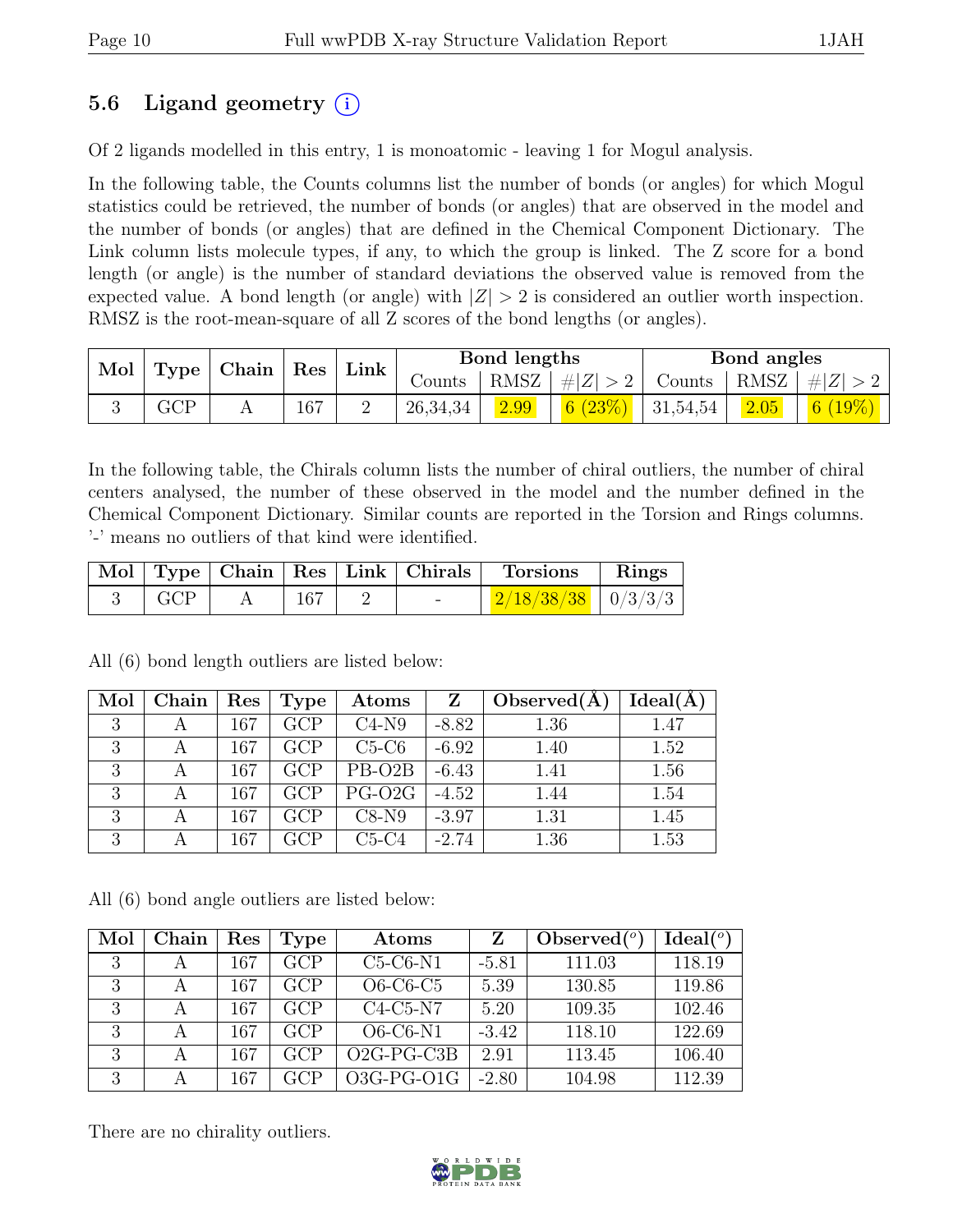## 5.6 Ligand geometry (i)

Of 2 ligands modelled in this entry, 1 is monoatomic - leaving 1 for Mogul analysis.

In the following table, the Counts columns list the number of bonds (or angles) for which Mogul statistics could be retrieved, the number of bonds (or angles) that are observed in the model and the number of bonds (or angles) that are defined in the Chemical Component Dictionary. The Link column lists molecule types, if any, to which the group is linked. The Z score for a bond length (or angle) is the number of standard deviations the observed value is removed from the expected value. A bond length (or angle) with $|Z| > 2$ is considered an outlier worth inspection. RMSZ is the root-mean-square of all Z scores of the bond lengths (or angles).

| Mol | Type | Chain | Res | Link | Bond lengths | | | Bond angles | | |
|---|---|---|---|---|---|---|---|---|---|---|
| | | | | | Counts | RMSZ | $\#\|Z\| > 2$ | Counts | RMSZ | $\#\|Z\| > 2$ |
| 3 | GCP | A | 167 | 2 | 26,34,34 | 2.99 | 6 (23%) | 31,54,54 | 2.05 | 6 (19%) |

In the following table, the Chirals column lists the number of chiral outliers, the number of chiral centers analysed, the number of these observed in the model and the number defined in the Chemical Component Dictionary. Similar counts are reported in the Torsion and Rings columns. '-' means no outliers of that kind were identified.

| Mol | Type | Chain | Res | Link | Chirals | Torsions | Rings |
|---|---|---|---|---|---|---|---|
| 3 | GCP | A | 167 | 2 | - | 2/18/38/38 | 0/3/3/3 |

All (6) bond length outliers are listed below:

| Mol | Chain | Res | Type | Atoms | Z | Observed(Å) | Ideal(Å) |
|---|---|---|---|---|---|---|---|
| 3 | A | 167 | GCP | C4-N9 | -8.82 | 1.36 | 1.47 |
| 3 | A | 167 | GCP | C5-C6 | -6.92 | 1.40 | 1.52 |
| 3 | A | 167 | GCP | PB-O2B | -6.43 | 1.41 | 1.56 |
| 3 | A | 167 | GCP | PG-O2G | -4.52 | 1.44 | 1.54 |
| 3 | A | 167 | GCP | C8-N9 | -3.97 | 1.31 | 1.45 |
| 3 | A | 167 | GCP | C5-C4 | -2.74 | 1.36 | 1.53 |

All (6) bond angle outliers are listed below:

| Mol | Chain | Res | Type | Atoms | Z | Observed($^o$) | Ideal($^o$) |
|---|---|---|---|---|---|---|---|
| 3 | A | 167 | GCP | C5-C6-N1 | -5.81 | 111.03 | 118.19 |
| 3 | A | 167 | GCP | O6-C6-C5 | 5.39 | 130.85 | 119.86 |
| 3 | A | 167 | GCP | C4-C5-N7 | 5.20 | 109.35 | 102.46 |
| 3 | A | 167 | GCP | O6-C6-N1 | -3.42 | 118.10 | 122.69 |
| 3 | A | 167 | GCP | O2G-PG-C3B | 2.91 | 113.45 | 106.40 |
| 3 | A | 167 | GCP | O3G-PG-O1G | -2.80 | 104.98 | 112.39 |

There are no chirality outliers.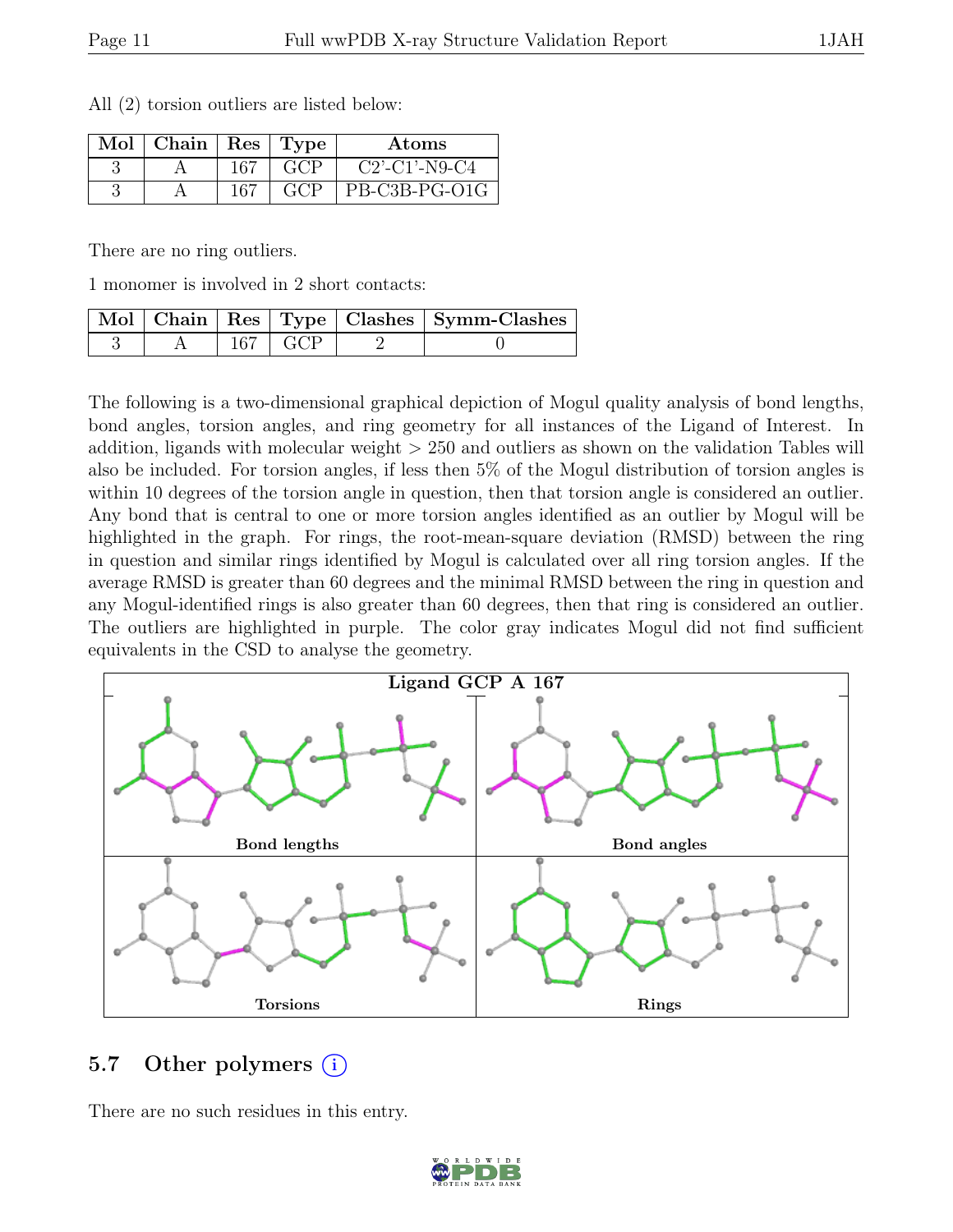All (2) torsion outliers are listed below:

| Mol | Chain | Res | Type | Atoms |
|---|---|---|---|---|
| 3 | A | 167 | GCP | C2'-C1'-N9-C4 |
| 3 | A | 167 | GCP | PB-C3B-PG-O1G |

There are no ring outliers.

1 monomer is involved in 2 short contacts:

| Mol | Chain | Res | Type | Clashes | Symm-Clashes |
|---|---|---|---|---|---|
| 3 | A | 167 | GCP | 2 | 0 |

The following is a two-dimensional graphical depiction of Mogul quality analysis of bond lengths, bond angles, torsion angles, and ring geometry for all instances of the Ligand of Interest. In addition, ligands with molecular weight > 250 and outliers as shown on the validation Tables will also be included. For torsion angles, if less then 5% of the Mogul distribution of torsion angles is within 10 degrees of the torsion angle in question, then that torsion angle is considered an outlier. Any bond that is central to one or more torsion angles identified as an outlier by Mogul will be highlighted in the graph. For rings, the root-mean-square deviation (RMSD) between the ring in question and similar rings identified by Mogul is calculated over all ring torsion angles. If the average RMSD is greater than 60 degrees and the minimal RMSD between the ring in question and any Mogul-identified rings is also greater than 60 degrees, then that ring is considered an outlier. The outliers are highlighted in purple. The color gray indicates Mogul did not find sufficient equivalents in the CSD to analyse the geometry.

Ligand GCP A 167

Bond lengths | Bond angles | Torsions | Rings

## 5.7 Other polymers

There are no such residues in this entry.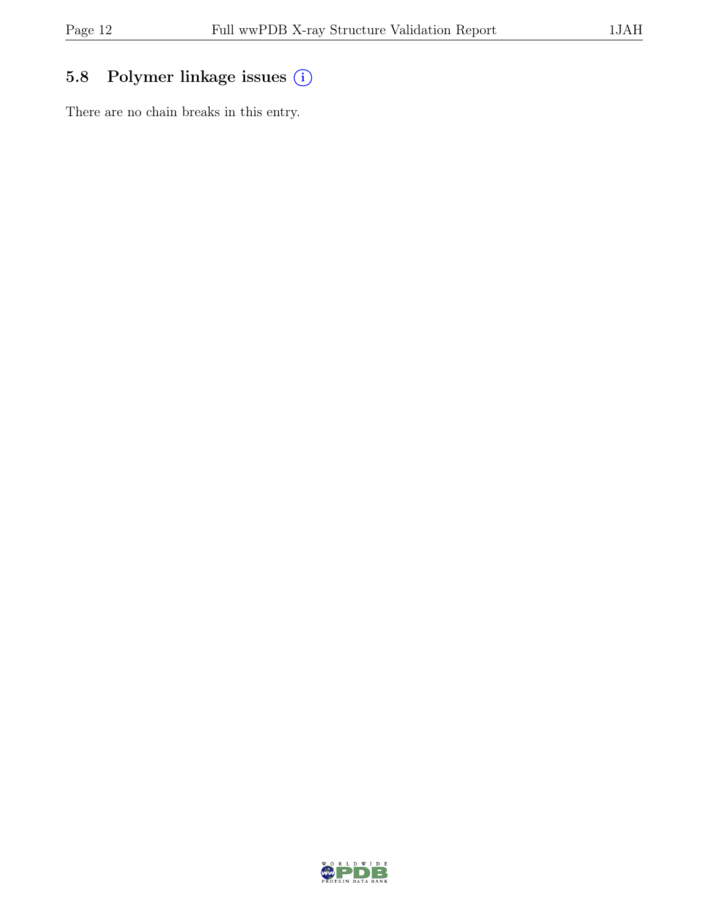## 5.8 Polymer linkage issues

There are no chain breaks in this entry.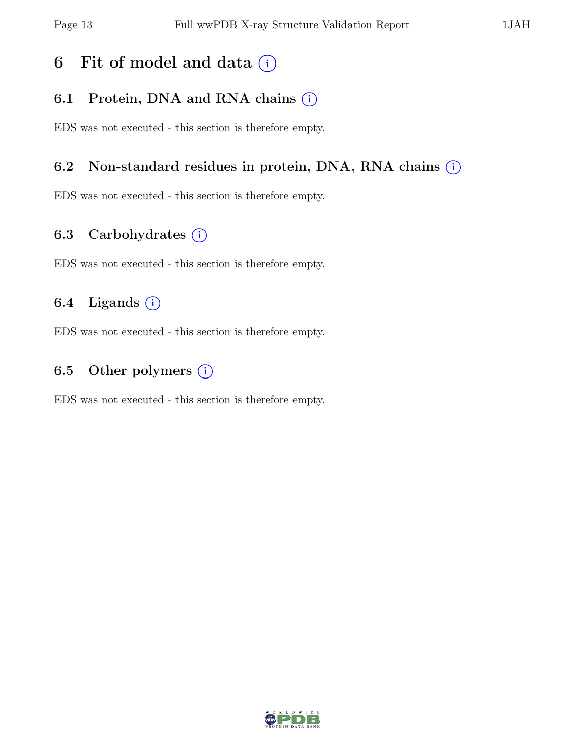# 6 Fit of model and data (i)

## 6.1 Protein, DNA and RNA chains (i)

EDS was not executed - this section is therefore empty.

## 6.2 Non-standard residues in protein, DNA, RNA chains (i)

EDS was not executed - this section is therefore empty.

## 6.3 Carbohydrates (i)

EDS was not executed - this section is therefore empty.

## 6.4 Ligands (i)

EDS was not executed - this section is therefore empty.

## 6.5 Other polymers (i)

EDS was not executed - this section is therefore empty.